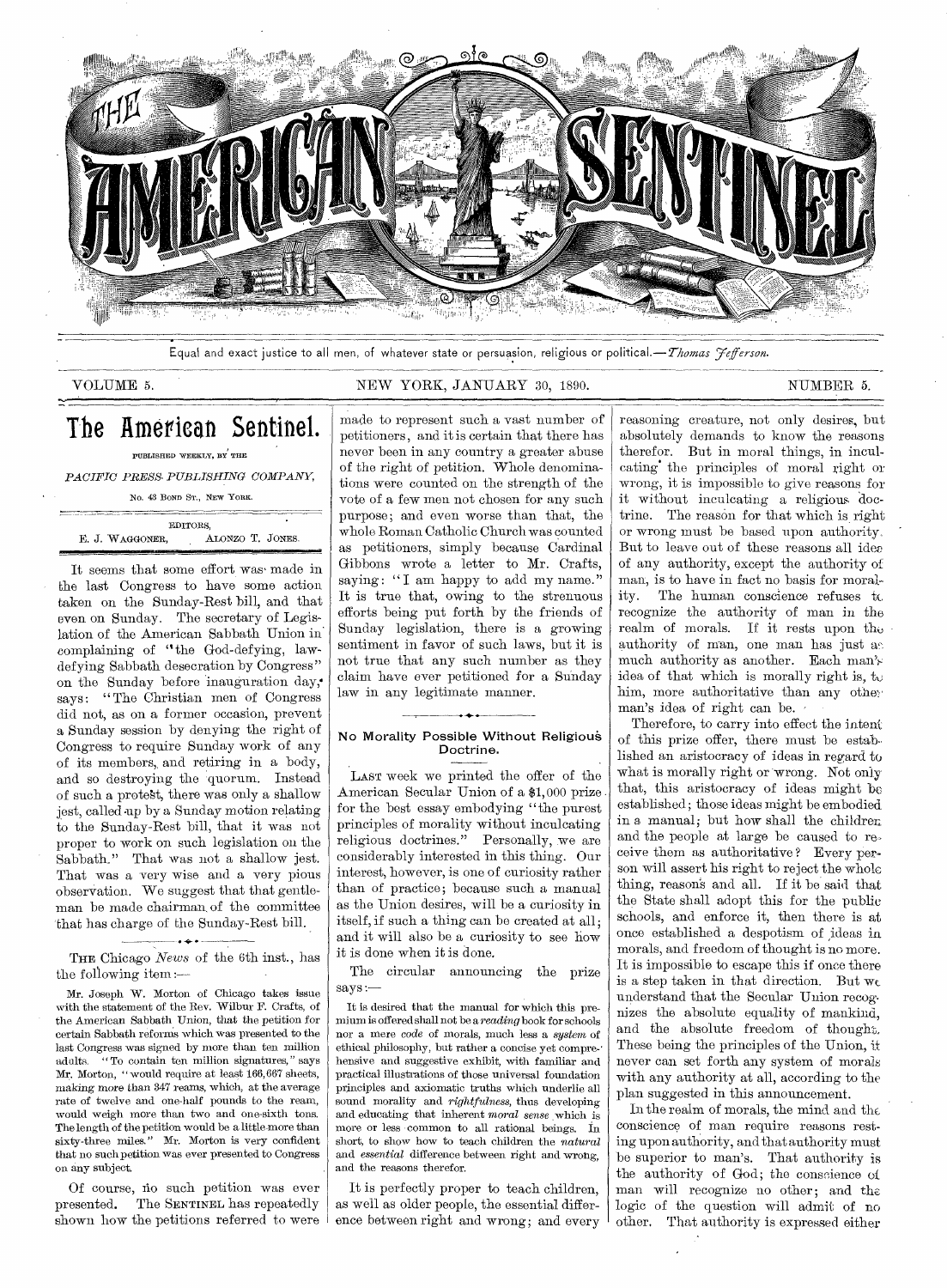# THE AMERICAN SENTINEL

Equal and exact justice to all men, of whatever state or persuasion, religious or political.—*Thomas Jefferson.*

VOLUME 5. NEW YORK, JANUARY 30, 1890. NUMBER 5.

## The American Sentinel.

PUBLISHED WEEKLY, BY THE

*PACIFIC PRESS PUBLISHING COMPANY,*

No. 43 BOND ST., NEW YORK.

EDITORS,
E. J. WAGGONER, ALONZO T. JONES.

It seems that some effort was made in the last Congress to have some action taken on the Sunday-Rest bill, and that even on Sunday. The secretary of Legislation of the American Sabbath Union in complaining of "the God-defying, law-defying Sabbath desecration by Congress" on the Sunday before inauguration day, says: "The Christian men of Congress did not, as on a former occasion, prevent a Sunday session by denying the right of Congress to require Sunday work of any of its members, and retiring in a body, and so destroying the quorum. Instead of such a protest, there was only a shallow jest, called up by a Sunday motion relating to the Sunday-Rest bill, that it was not proper to work on such legislation on the Sabbath." That was not a shallow jest. That was a very wise and a very pious observation. We suggest that that gentleman be made chairman of the committee that has charge of the Sunday-Rest bill.

---

THE Chicago *News* of the 6th inst., has the following item:—

> Mr. Joseph W. Morton of Chicago takes issue with the statement of the Rev. Wilbur F. Crafts, of the American Sabbath Union, that the petition for certain Sabbath reforms which was presented to the last Congress was signed by more than ten million adults. "To contain ten million signatures," says Mr. Morton, "would require at least 166,667 sheets, making more than 347 reams, which, at the average rate of twelve and one-half pounds to the ream, would weigh more than two and one-sixth tons. The length of the petition would be a little more than sixty-three miles." Mr. Morton is very confident that no such petition was ever presented to Congress on any subject.

Of course, no such petition was ever presented. The SENTINEL has repeatedly shown how the petitions referred to were made to represent such a vast number of petitioners, and it is certain that there has never been in any country a greater abuse of the right of petition. Whole denominations were counted on the strength of the vote of a few men not chosen for any such purpose; and even worse than that, the whole Roman Catholic Church was counted as petitioners, simply because Cardinal Gibbons wrote a letter to Mr. Crafts, saying: "I am happy to add my name." It is true that, owing to the strenuous efforts being put forth by the friends of Sunday legislation, there is a growing sentiment in favor of such laws, but it is not true that any such number as they claim have ever petitioned for a Sunday law in any legitimate manner.

---

### No Morality Possible Without Religious Doctrine.

LAST week we printed the offer of the American Secular Union of a $1,000 prize for the best essay embodying "the purest principles of morality without inculcating religious doctrines." Personally, we are considerably interested in this thing. Our interest, however, is one of curiosity rather than of practice; because such a manual as the Union desires, will be a curiosity in itself, if such a thing can be created at all; and it will also be a curiosity to see how it is done when it is done.

The circular announcing the prize says:—

> It is desired that the manual for which this premium is offered shall not be a *reading* book for schools nor a mere *code* of morals, much less a *system* of ethical philosophy, but rather a concise yet comprehensive and suggestive exhibit, with familiar and practical illustrations of those universal foundation principles and axiomatic truths which underlie all sound morality and *rightfulness*, thus developing and educating that inherent *moral sense* which is more or less common to all rational beings. In short, to show how to teach children the *natural* and *essential* difference between right and wrong, and the reasons therefor.

It is perfectly proper to teach children, as well as older people, the essential difference between right and wrong; and every reasoning creature, not only desires, but absolutely demands to know the reasons therefor. But in moral things, in inculcating the principles of moral right or wrong, it is impossible to give reasons for it without inculcating a religious doctrine. The reason for that which is right or wrong must be based upon authority. But to leave out of these reasons all idea of any authority, except the authority of man, is to have in fact no basis for morality. The human conscience refuses to recognize the authority of man in the realm of morals. If it rests upon the authority of man, one man has just as much authority as another. Each man's idea of that which is morally right is, to him, more authoritative than any other man's idea of right can be.

Therefore, to carry into effect the intent of this prize offer, there must be established an aristocracy of ideas in regard to what is morally right or wrong. Not only that, this aristocracy of ideas might be established; those ideas might be embodied in a manual; but how shall the children and the people at large be caused to receive them as authoritative? Every person will assert his right to reject the whole thing, reasons and all. If it be said that the State shall adopt this for the public schools, and enforce it, then there is at once established a despotism of ideas in morals, and freedom of thought is no more. It is impossible to escape this if once there is a step taken in that direction. But we understand that the Secular Union recognizes the absolute equality of mankind, and the absolute freedom of thought. These being the principles of the Union, it never can set forth any system of morals with any authority at all, according to the plan suggested in this announcement.

In the realm of morals, the mind and the conscience of man require reasons resting upon authority, and that authority must be superior to man's. That authority is the authority of God; the conscience of man will recognize no other; and the logic of the question will admit of no other. That authority is expressed either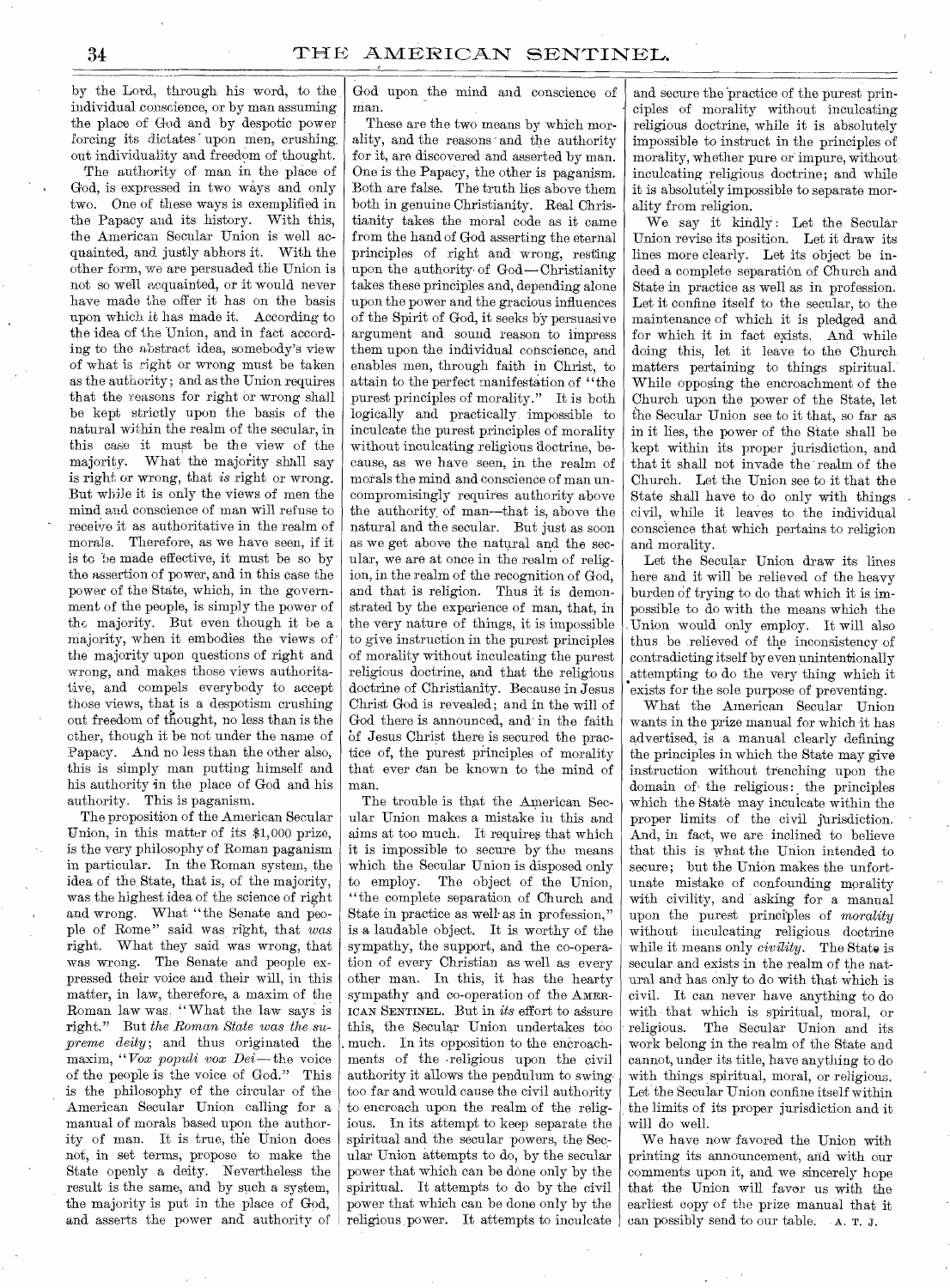by the Lord, through his word, to the individual conscience, or by man assuming the place of God and by despotic power forcing its dictates upon men, crushing out individuality and freedom of thought.

The authority of man in the place of God, is expressed in two ways and only two. One of these ways is exemplified in the Papacy and its history. With this, the American Secular Union is well acquainted, and justly abhors it. With the other form, we are persuaded the Union is not so well acquainted, or it would never have made the offer it has on the basis upon which it has made it. According to the idea of the Union, and in fact according to the abstract idea, somebody's view of what is right or wrong must be taken as the authority; and as the Union requires that the reasons for right or wrong shall be kept strictly upon the basis of the natural within the realm of the secular, in this case it must be the view of the majority. What the majority shall say is right or wrong, that *is* right or wrong. But while it is only the views of men the mind and conscience of man will refuse to receive it as authoritative in the realm of morals. Therefore, as we have seen, if it is to be made effective, it must be so by the assertion of power, and in this case the power of the State, which, in the government of the people, is simply the power of the majority. But even though it be a majority, when it embodies the views of the majority upon questions of right and wrong, and makes those views authoritative, and compels everybody to accept those views, that is a despotism crushing out freedom of thought, no less than is the other, though it be not under the name of Papacy. And no less than the other also, this is simply man putting himself and his authority in the place of God and his authority. This is paganism.

The proposition of the American Secular Union, in this matter of its $1,000 prize, is the very philosophy of Roman paganism in particular. In the Roman system, the idea of the State, that is, of the majority, was the highest idea of the science of right and wrong. What "the Senate and people of Rome" said was right, that *was* right. What they said was wrong, that was wrong. The Senate and people expressed their voice and their will, in this matter, in law, therefore, a maxim of the Roman law was "What the law says is right." But *the Roman State was the supreme deity*; and thus originated the maxim, "*Vox populi vox Dei*—the voice of the people is the voice of God." This is the philosophy of the circular of the American Secular Union calling for a manual of morals based upon the authority of man. It is true, the Union does not, in set terms, propose to make the State openly a deity. Nevertheless the result is the same, and by such a system, the majority is put in the place of God, and asserts the power and authority of God upon the mind and conscience of man.

These are the two means by which morality, and the reasons and the authority for it, are discovered and asserted by man. One is the Papacy, the other is paganism. Both are false. The truth lies above them both in genuine Christianity. Real Christianity takes the moral code as it came from the hand of God asserting the eternal principles of right and wrong, resting upon the authority of God—Christianity takes these principles and, depending alone upon the power and the gracious influences of the Spirit of God, it seeks by persuasive argument and sound reason to impress them upon the individual conscience, and enables men, through faith in Christ, to attain to the perfect manifestation of "the purest principles of morality." It is both logically and practically impossible to inculcate the purest principles of morality without inculcating religious doctrine, because, as we have seen, in the realm of morals the mind and conscience of man uncompromisingly requires authority above the authority of man—that is, above the natural and the secular. But just as soon as we get above the natural and the secular, we are at once in the realm of religion, in the realm of the recognition of God, and that is religion. Thus it is demonstrated by the experience of man, that, in the very nature of things, it is impossible to give instruction in the purest principles of morality without inculcating the purest religious doctrine, and that the religious doctrine of Christianity. Because in Jesus Christ God is revealed; and in the will of God there is announced, and in the faith of Jesus Christ there is secured the practice of, the purest principles of morality that ever can be known to the mind of man.

The trouble is that the American Secular Union makes a mistake in this and aims at too much. It requires that which it is impossible to secure by the means which the Secular Union is disposed only to employ. The object of the Union, "the complete separation of Church and State in practice as well as in profession," is a laudable object. It is worthy of the sympathy, the support, and the co-operation of every Christian as well as every other man. In this, it has the hearty sympathy and co-operation of the AMERICAN SENTINEL. But in *its* effort to assure this, the Secular Union undertakes too much. In its opposition to the encroachments of the religious upon the civil authority it allows the pendulum to swing too far and would cause the civil authority to encroach upon the realm of the religious. In its attempt to keep separate the spiritual and the secular powers, the Secular Union attempts to do, by the secular power that which can be done only by the spiritual. It attempts to do by the civil power that which can be done only by the religious power. It attempts to inculcate and secure the practice of the purest principles of morality without inculcating religious doctrine, while it is absolutely impossible to instruct in the principles of morality, whether pure or impure, without inculcating religious doctrine; and while it is absolutely impossible to separate morality from religion.

We say it kindly: Let the Secular Union revise its position. Let it draw its lines more clearly. Let its object be indeed a complete separation of Church and State in practice as well as in profession. Let it confine itself to the secular, to the maintenance of which it is pledged and for which it in fact exists. And while doing this, let it leave to the Church matters pertaining to things spiritual. While opposing the encroachment of the Church upon the power of the State, let the Secular Union see to it that, so far as in it lies, the power of the State shall be kept within its proper jurisdiction, and that it shall not invade the realm of the Church. Let the Union see to it that the State shall have to do only with things civil, while it leaves to the individual conscience that which pertains to religion and morality.

Let the Secular Union draw its lines here and it will be relieved of the heavy burden of trying to do that which it is impossible to do with the means which the Union would only employ. It will also thus be relieved of the inconsistency of contradicting itself by even unintentionally attempting to do the very thing which it exists for the sole purpose of preventing.

What the American Secular Union wants in the prize manual for which it has advertised, is a manual clearly defining the principles in which the State may give instruction without trenching upon the domain of the religious: the principles which the State may inculcate within the proper limits of the civil jurisdiction. And, in fact, we are inclined to believe that this is what the Union intended to secure; but the Union makes the unfortunate mistake of confounding morality with civility, and asking for a manual upon the purest principles of *morality* without inculcating religious doctrine while it means only *civility*. The State is secular and exists in the realm of the natural and has only to do with that which is civil. It can never have anything to do with that which is spiritual, moral, or religious. The Secular Union and its work belong in the realm of the State and cannot, under its title, have anything to do with things spiritual, moral, or religious. Let the Secular Union confine itself within the limits of its proper jurisdiction and it will do well.

We have now favored the Union with printing its announcement, and with our comments upon it, and we sincerely hope that the Union will favor us with the earliest copy of the prize manual that it can possibly send to our table. A. T. J.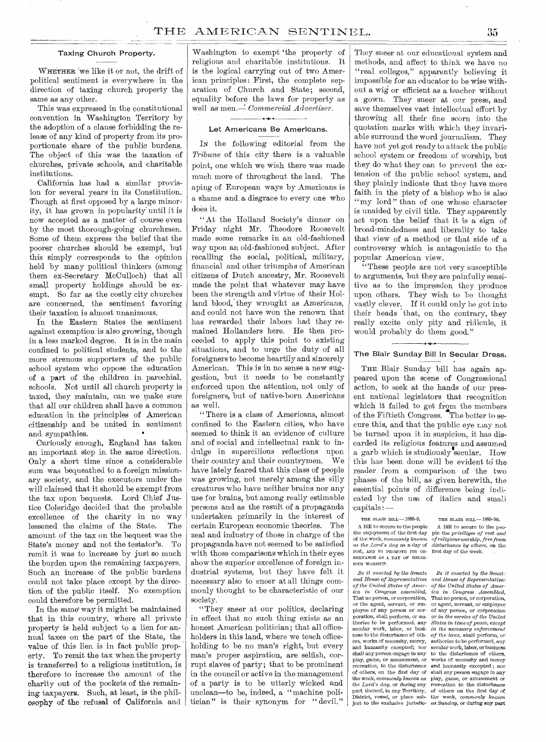### Taxing Church Property.

WHETHER we like it or not, the drift of political sentiment is everywhere in the direction of taxing church property the same as any other.

This was expressed in the constitutional convention in Washington Territory by the adoption of a clause forbidding the release of any kind of property from its proportionate share of the public burdens. The object of this was the taxation of churches, private schools, and charitable institutions.

California has had a similar provision for several years in its Constitution. Though at first opposed by a large minority, it has grown in popularity until it is now accepted as a matter of course even by the most thorough-going churchmen. Some of them express the belief that the poorer churches should be exempt, but this simply corresponds to the opinion held by many political thinkers (among them ex-Secretary McCulloch) that all small property holdings should be exempt. So far as the costly city churches are concerned, the sentiment favoring their taxation is almost unanimous.

In the Eastern States the sentiment against exemption is also growing, though in a less marked degree. It is in the main confined to political students, and to the more strenous supporters of the public school system who oppose the education of a part of the children in parochial schools. Not until all church property is taxed, they maintain, can we make sure that all our children shall have a common education in the principles of American citizenship and be united in sentiment and sympathies.

Curiously enough, England has taken an important step in the same direction. Only a short time since a considerable sum was bequeathed to a foreign missionary society, and the executors under the will claimed that it should be exempt from the tax upon bequests. Lord Chief Justice Coleridge decided that the probable excellence of the charity in no way lessened the claims of the State. The amount of the tax on the bequest was the State's money and not the testator's. To remit it was to increase by just so much the burden upon the remaining taxpayers. Such an increase of the public burdens could not take place except by the direction of the public itself. No exemption could therefore be permitted.

In the same way it might be maintained that in this country, where all private property is held subject to a lien for annual taxes on the part of the State, the value of this lien is in fact public property. To remit the tax when the property is transferred to a religious institution, is therefore to increase the amount of the charity out of the pockets of the remaining taxpayers. Such, at least, is the philosophy of the refusal of California and Washington to exempt the property of religious and charitable institutions. It is the logical carrying out of two American principles: First, the complete separation of Church and State; second, equality before the laws for property as well as men.—*Commercial Advertiser.*

### Let Americans Be Americans.

IN the following editorial from the *Tribune* of this city there is a valuable point, one which we wish there was made much more of throughout the land. The aping of European ways by Americans is a shame and a disgrace to every one who does it.

"At the Holland Society's dinner on Friday night Mr. Theodore Roosevelt made some remarks in an old-fashioned way upon an old-fashioned subject. After recalling the social, political, military, financial and other triumphs of American citizens of Dutch ancestry, Mr. Roosevelt made the point that whatever may have been the strength and virtue of their Holland blood, they wrought as Americans, and could not have won the renown that has rewarded their labors had they remained Hollanders here. He then proceeded to apply this point to existing situations, and to urge the duty of all foreigners to become heartily and sincerely American. This is in no sense a new suggestion, but it needs to be constantly enforced upon the attention, not only of foreigners, but of native-born Americans as well.

"There is a class of Americans, almost confined to the Eastern cities, who have seemed to think it an evidence of culture and of social and intellectual rank to indulge in supercilious reflections upon their country and their countrymen. We have lately feared that this class of people was growing, not merely among the silly creatures who have neither brains nor any use for brains, but among really estimable persons and as the result of a propaganda undertaken primarily in the interest of certain European economic theories. The zeal and industry of those in charge of the propaganda have not seemed to be satisfied with those comparisons which in their eyes show the superior excellence of foreign industrial systems, but they have felt it necessary also to sneer at all things commonly thought to be characteristic of our society.

"They sneer at our politics, declaring in effect that no such thing exists as an honest American politician; that all officeholders in this land, where we teach officeholding to be no man's right, but every man's proper aspiration, are selfish, corrupt slaves of party; that to be prominent in the council or active in the management of a party is to be utterly wicked and unclean—to be, indeed, a "machine politician" is their synonym for "devil." They sneer at our educational system and methods, and affect to think we have no "real colleges," apparently believing it impossible for an educator to be wise without a wig or efficient as a teacher without a gown. They sneer at our press, and save themselves vast intellectual effort by throwing all their fine scorn into the quotation marks with which they invariable surround the word journalism. They have not yet got ready to attack the public school system or freedom of worship, but they do what they can to prevent the extension of the public school system, and they plainly indicate that they have more faith in the piety of a bishop who is also "my lord" than of one whose character is unaided by civil title. They apparently act upon the belief that it is a sign of broad-mindedness and liberality to take that view of a method or that side of a controversy which is antagonistic to the popular American view.

"These people are not very susceptible to arguments, but they are painfully sensitive as to the impression they produce upon others. They wish to be thought vastly clever. If it could only be got into their heads that, on the contrary, they really excite only pity and ridicule, it would probably do them good."

### The Blair Sunday Bill in Secular Dress.

THE Blair Sunday bill has again appeared upon the scene of Congressional action, to seek at the hands of our present national legislators that recognition which it failed to get from the members of the Fiftieth Congress. The better to secure this, and that the public eye may not be turned upon it in suspicion, it has discarded its religious features and assumed a garb which is studiously secular. How this has been done will be evident to the reader from a comparison of the two phases of the bill, as given herewith, the essential points of difference being indicated by the use of italics and small capitals:—

| THE BLAIR BILL—1888-9. | THE BLAIR BILL—1889-90. |
|---|---|
| A Bill to secure to the people the enjoyment of the first day of the week, *commonly known as the Lord's day* as a day of rest, AND TO PROMOTE ITS OBSERVANCE AS A DAY OF RELIGIOUS WORSHIP. | A Bill to secure to the people the *privileges of rest and of religious worship, free from disturbance by others*, on the first day of the week. |
| *Be it enacted by the Senate and House of Representatives of the United States of America in Congress assembled,* That no person, or corporation, or the agent, servant, or employee of any person or corporation, shall perform, or authorize to be performed, any secular work, labor, or business to the disturbance of others, works of necessity, mercy, and humanity excepted; nor shall any person engage in any play, game, or amusement, or recreation, to the disturbance of others, on the first day of the week, *commonly known as the Lord's day*, or during any part thereof, in any Territory, District, vessel, or place subject to the exclusive jurisdic- | *Be it enacted by the Senate and House of Representatives of the United States of America in Congress Assembled,* That no person, or corporation, or agent, servant, or employee of any person, or corporation *or in the service of the United States in time of peace, except in the necessary enforcement of the laws*, shall perform, or authorize to be performed, any secular work, labor, or business to the disturbance of others, works of necessity and mercy and humanity excepted; nor shall any person engage in any play, game, or amusement or recreation to the disturbance of others on the first day of the week, *commonly known as Sunday*, or during any part |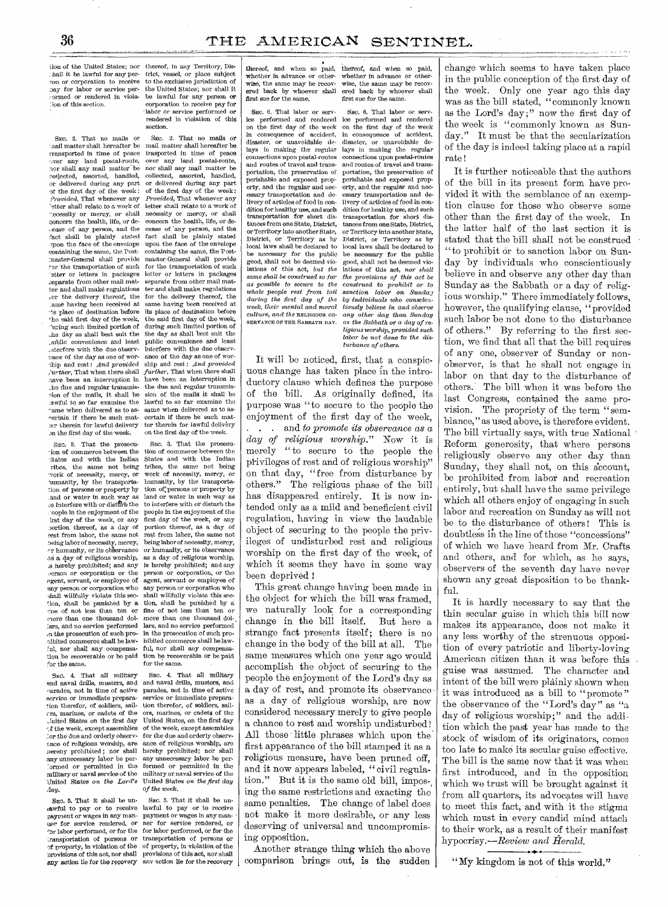tion of the United States; nor shall it be lawful for any person or corporation to receive pay for labor or service performed or rendered in violation of this section.

thereof, in any Territory, District, vessel, or place subject to the exclusive jurisdiction of the United States; nor shall it be lawful for any person or corporation to receive pay for labor or service performed or rendered in violation of this section.

SEC. 2. That no mails or mail matter shall hereafter be transported in time of peace over any land postal-route, nor shall any mail matter be collected, assorted, handled, or delivered during any part of the first day of the week: *Provided*, That whenever any letter shall relate to a work of necessity or mercy, or shall concern the health, life, or decease of any person, and the fact shall be plainly stated upon the face of the envelope containing the same, the Postmaster-General shall provide for the transportation of such letter or letters in packages separate from other mail matter and shall make regulations for the delivery thereof, the same having been received at its place of destination before the said first day of the week, during such limited portion of the day as shall best suit the public convenience and least interfere with the due observance of the day as one of worship and rest: *And provided further*, That when there shall have been an interruption in the due and regular transmission of the mails, it shall be lawful to so far examine the same when delivered as to ascertain if there be such matter therein for lawful delivery on the first day of the week.

SEC. 2. That no mails or mail matter shall hereafter be trasported in time of peace over any land postal-route, nor shall any mail matter be collected, assorted, handled, or delivered during any part of the first day of the week: *Provided*, That whenever any letter shall relate to a work of necessity or mercy, or shall concern the health, life, or decease of any person, and the fact shall be plainly stated upon the face of the envelope containing the same, the Postmaster-General shall provide for the transportation of such letter or letters in packages separate from other mail matter and shall make regulations for the delivery thereof, the same having been received at its place of destination before the said first day of the week, during such limited portion of the day as shall best suit the public convenience and least interfere with the due observance of the day as one of worship and rest: *And provided further*, That when there shall have been an interruption in the due and regular transmission of the mails it shall be lawful to so far examine the same when delivered as to ascertain if there be such matter therein for lawful delivery on the first day of the week.

SEC. 3. That the prosecution of commerce between the States and with the Indian tribes, the same not being work of necessity, mercy, or humanity, by the transportation of persons or property by land or water in such way as to interfere with or disturb the people in the enjoyment of the first day of the week, or any portion thereof, as a day of rest from labor, the same not being labor of necessity, mercy, or humanity, or its observance as a day of religious worship, is hereby prohibited; and any person or corporation or the agent, servant, or employee of any person or corporation who shall willfully violate this section, shall be punished by a fine of not less than ten or more than one thousand dollars, and no service performed in the prosecution of such prohibited commerce shall be lawful, nor shall any compensation be recoverable or be paid for the same.

SEC. 3. That the prosecution of commerce between the States and with the Indian tribes, the same not being work of necessity, mercy, or humanity, by the transportation of persons or property by land or water in such way as to interfere with or disturb the people in the enjoyment of the first day of the week, or any portion thereof, as a day of rest from labor, the same not being labor of necessity, mercy, or humanity, or its observance as a day of religious worship, is hereby prohibited; and any person or corporation, or the agent, servant or employee of any person or corporation who shall willfully violate this section, shall be punished by a fine of not less than ten or more than one thousand dollars, and no service performed in the prosecution of such prohibited commerce shall be lawful, nor shall any compensation be recoverable or be paid for the same.

SEC. 4. That all military and naval drills, musters, and parades, not in time of active service or immediate preparation therefor, of soldiers, sailors, marines, or cadets of the United States on the first day of the week, except assemblies for the due and orderly observance of religious worship, are hereby prohibited; nor shall any unnecessary labor be performed or permitted in the military or naval service of the United States *on the Lord's day*.

SEC. 4. That all military and naval drills, musters, and parades, not in time of active service or immediate preparation therefor, of soldiers, sailors, marines, or cadets of the United States, on the first day of the week, except assemblies for the due and orderly observance of religious worship, are hereby prohibited; nor shall any unnecessary labor be performed or permitted in the military or naval service of the United States *on the first day of the week*.

SEC. 5. That it shall be unlawful to pay or to receive payment or wages in any manner for service rendered, or for labor performed, or for the transportation of persons or of property, in violation of the provisions of this act, nor shall any action lie for the recovery thereof, and when so paid, whether in advance or otherwise, the same may be recovered back by whoever shall first sue for the same.

SEC. 5. That it shall be unlawful to pay or to receive payment or wages in any manner for service rendered, or for labor performed, or for the transportation of persons or of property, in violation of the provisions of this act, nor shall any action lie for the recovery thereof, and when so paid, whether in advance or otherwise, the same may be recovered back by whoever shall first sue for the same.

SEC. 6. That labor or service performed and rendered on the first day of the week in consequence of accident, disaster, or unavoidable delays in making the regular connections upon postal-routes and routes of travel and transportation, the preservation of perishable and exposed property, and the regular and necessary transportation and delivery of articles of food in condition for healthy use, and such transportation for short distances from one State, District, or Territory into another State, District, or Territory as by local laws shall be declared to be necessary for the public good, shall not be deemed violations of this act, *but the same shall be construed so far as possible to secure to the whole people rest from toil during the first day of the week, their mental and moral culture, and the* RELIGIOUS OBSERVANCE OF THE SABBATH DAY.

SEC. 6. That labor or service performed and rendered on the first day of the week in consequence of accident, disaster, or unavoidable delays in making the regular connections upon postal-routes and routes of travel and transportation, the preservation of perishable and exposed property, and the regular and necessary transportation and delivery of articles of food in condition for healthy use, and such transportation for short distances from one State, District, or Territory into another State, District, or Territory as by local laws shall be declared to be necessary for the public good, shall not be deemed violations of this act, *nor shall the provisions of this act be construed to prohibit or to sanction labor on Sunday by individuals who conscientiously believe in and observe any other day than Sunday as the Sabbath or a day of religious worship, provided such labor be not done to the disturbance of others.*

It will be noticed, first, that a conspicuous change has taken place in the introductory clause which defines the purpose of the bill. As originally defined, its purpose was "to secure to the people the enjoyment of the first day of the week, . . . and *to promote its observance as a day of religious worship*." Now it is merely "to secure to the people the privileges of rest and of religious worship" on that day, "free from disturbance by others." The religious phase of the bill has disappeared entirely. It is now intended only as a mild and beneficient civil regulation, having in view the laudable object of securing to the people the privileges of undisturbed rest and religious worship on the first day of the week, of which it seems they have in some way been deprived!

This great change having been made in the object for which the bill was framed, we naturally look for a corresponding change in the bill itself. But here a strange fact presents itself; there is no change in the body of the bill at all. The same measures which one year ago would accomplish the object of securing to the people the enjoyment of the Lord's day as a day of rest, and promote its observance as a day of religious worship, are now considered necessary merely to give people a chance to rest and worship undisturbed! All those little phrases which upon the first appearance of the bill stamped it as a religious measure, have been pruned off, and it now appears labeled, "civil regulation." But it is the same old bill, imposing the same restrictions and exacting the same penalties. The change of label does not make it more desirable, or any less deserving of universal and uncompromising opposition.

Another strange thing which the above comparison brings out, is the sudden change which seems to have taken place in the public conception of the first day of the week. Only one year ago this day was as the bill stated, "commonly known as the Lord's day;" now the first day of the week is "commonly known as Sunday." It must be that the secularization of the day is indeed taking place at a rapid rate!

It is further noticeable that the authors of the bill in its present form have provided it with the semblance of an exemption clause for those who observe some other than the first day of the week. In the latter half of the last section it is stated that the bill shall not be construed "to prohibit or to sanction labor on Sunday by individuals who conscientiously believe in and observe any other day than Sunday as the Sabbath or a day of religious worship." There immediately follows, however, the qualifying clause, "provided such labor be not done to the disturbance of others." By referring to the first section, we find that all that the bill requires of any one, observer of Sunday or non-observer, is that he shall not engage in labor on that day to the disturbance of others. The bill when it was before the last Congress, contained the same provision. The propriety of the term "semblance," as used above, is therefore evident. The bill virtually says, with true National Reform generosity, that where persons religiously observe any other day than Sunday, they shall not, on this account, be prohibited from labor and recreation entirely, but shall have the same privilege which all others enjoy of engaging in such labor and recreation on Sunday as will not be to the disturbance of others! This is doubtless in the line of those "concessions" of which we have heard from Mr. Crafts and others, and for which, as he says, observers of the seventh day have never shown any great disposition to be thankful.

It is hardly necessary to say that the thin secular guise in which this bill now makes its appearance, does not make it any less worthy of the strenuous opposition of every patriotic and liberty-loving American citizen than it was before this guise was assumed. The character and intent of the bill were plainly shown when it was introduced as a bill to "promote" the observance of the "Lord's day" as "a day of religious worship;" and the addition which the past year has made to the stock of wisdom of its originators, comes too late to make its secular guise effective. The bill is the same now that it was when first introduced, and in the opposition which we trust will be brought against it from all quarters, its advocates will have to meet this fact, and with it the stigma which must in every candid mind attach to their work, as a result of their manifest hypocrisy.—*Review and Herald.*

"My kingdom is not of this world."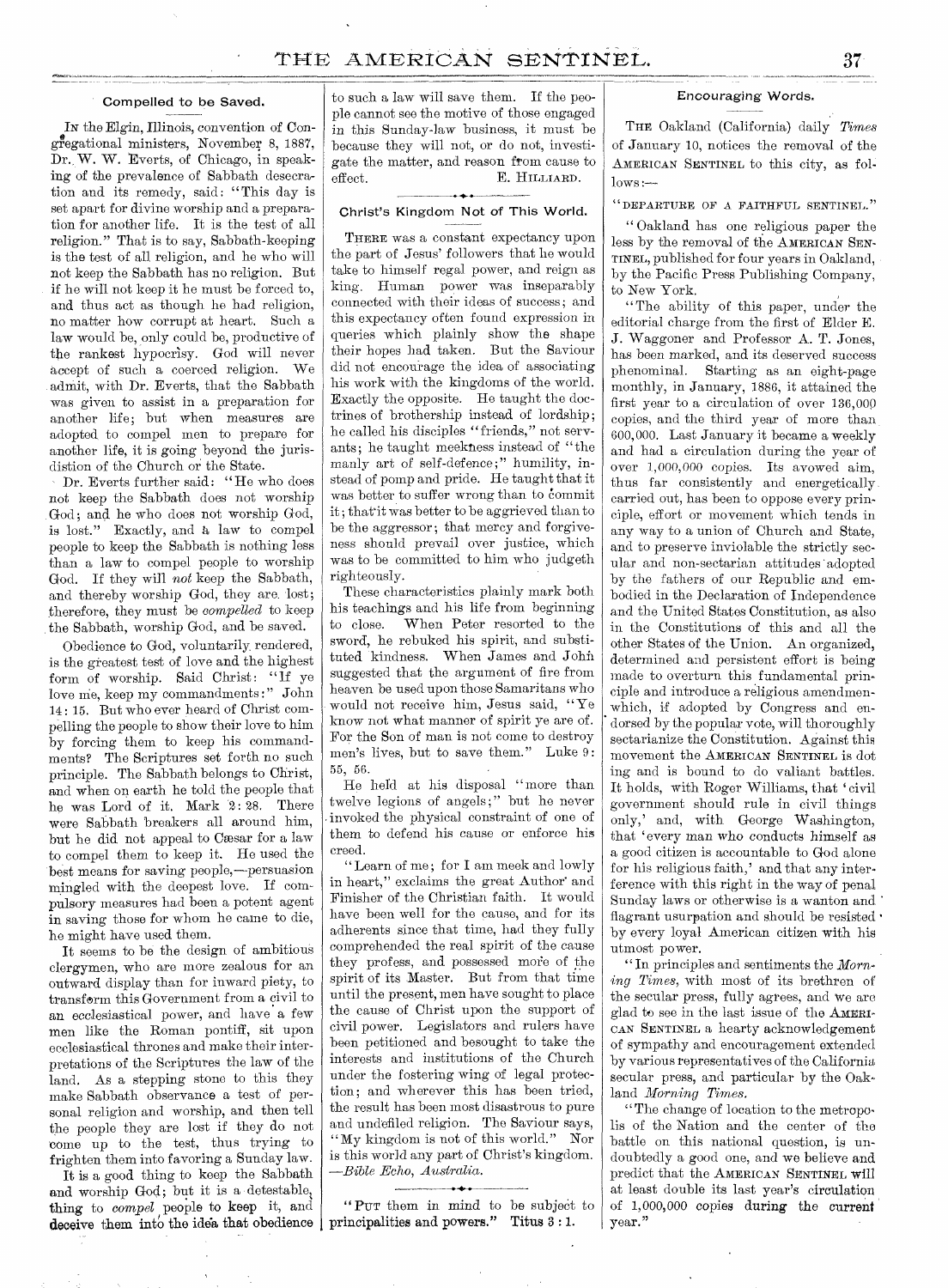## Compelled to be Saved.

IN the Elgin, Illinois, convention of Congregational ministers, November 8, 1887, Dr. W. W. Everts, of Chicago, in speaking of the prevalence of Sabbath desecration and its remedy, said: "This day is set apart for divine worship and a preparation for another life. It is the test of all religion." That is to say, Sabbath-keeping is the test of all religion, and he who will not keep the Sabbath has no religion. But if he will not keep it he must be forced to, and thus act as though he had religion, no matter how corrupt at heart. Such a law would be, only could be, productive of the rankest hypocrisy. God will never accept of such a coerced religion. We admit, with Dr. Everts, that the Sabbath was given to assist in a preparation for another life; but when measures are adopted to compel men to prepare for another life, it is going beyond the jurisdiction of the Church or the State.

Dr. Everts further said: "He who does not keep the Sabbath does not worship God; and he who does not worship God, is lost." Exactly, and a law to compel people to keep the Sabbath is nothing less than a law to compel people to worship God. If they will *not* keep the Sabbath, and thereby worship God, they are lost; therefore, they must be *compelled* to keep the Sabbath, worship God, and be saved.

Obedience to God, voluntarily rendered, is the greatest test of love and the highest form of worship. Said Christ: "If ye love me, keep my commandments:" John 14: 15. But who ever heard of Christ compelling the people to show their love to him by forcing them to keep his commandments? The Scriptures set forth no such principle. The Sabbath belongs to Christ, and when on earth he told the people that he was Lord of it. Mark 2: 28. There were Sabbath breakers all around him, but he did not appeal to Cæsar for a law to compel them to keep it. He used the best means for saving people,—persuasion mingled with the deepest love. If compulsory measures had been a potent agent in saving those for whom he came to die, he might have used them.

It seems to be the design of ambitious clergymen, who are more zealous for an outward display than for inward piety, to transform this Government from a civil to an ecclesiastical power, and have a few men like the Roman pontiff, sit upon ecclesiastical thrones and make their interpretations of the Scriptures the law of the land. As a stepping stone to this they make Sabbath observance a test of personal religion and worship, and then tell the people they are lost if they do not come up to the test, thus trying to frighten them into favoring a Sunday law.

It is a good thing to keep the Sabbath and worship God; but it is a detestable thing to *compel* people to keep it, and deceive them into the idea that obedience to such a law will save them. If the people cannot see the motive of those engaged in this Sunday-law business, it must be because they will not, or do not, investigate the matter, and reason from cause to effect.

E. HILLIARD.

## Christ's Kingdom Not of This World.

THERE was a constant expectancy upon the part of Jesus' followers that he would take to himself regal power, and reign as king. Human power was inseparably connected with their ideas of success; and this expectancy often found expression in queries which plainly show the shape their hopes had taken. But the Saviour did not encourage the idea of associating his work with the kingdoms of the world. Exactly the opposite. He taught the doctrines of brotherhip instead of lordship; he called his disciples "friends," not servants; he taught meekness instead of "the manly art of self-defence;" humility, instead of pomp and pride. He taught that it was better to suffer wrong than to commit it; that it was better to be aggrieved than to be the aggressor; that mercy and forgiveness should prevail over justice, which was to be committed to him who judgeth righteously.

These characteristics plainly mark both his teachings and his life from beginning to close. When Peter resorted to the sword, he rebuked his spirit, and substituted kindness. When James and John suggested that the argument of fire from heaven be used upon those Samaritans who would not receive him, Jesus said, "Ye know not what manner of spirit ye are of. For the Son of man is not come to destroy men's lives, but to save them." Luke 9: 55, 56.

He held at his disposal "more than twelve legions of angels;" but he never invoked the physical constraint of one of them to defend his cause or enforce his creed.

"Learn of me; for I am meek and lowly in heart," exclaims the great Author and Finisher of the Christian faith. It would have been well for the cause, and for its adherents since that time, had they fully comprehended the real spirit of the cause they profess, and possessed more of the spirit of its Master. But from that time until the present, men have sought to place the cause of Christ upon the support of civil power. Legislators and rulers have been petitioned and besought to take the interests and institutions of the Church under the fostering wing of legal protection; and wherever this has been tried, the result has been most disastrous to pure and undefiled religion. The Saviour says, "My kingdom is not of this world." Nor is this world any part of Christ's kingdom. —*Bible Echo, Australia.*

"PUT them in mind to be subject to principalities and powers." Titus 3: 1.

## Encouraging Words.

THE Oakland (California) daily *Times* of January 10, notices the removal of the AMERICAN SENTINEL to this city, as follows:—

"DEPARTURE OF A FAITHFUL SENTINEL."

"Oakland has one religious paper the less by the removal of the AMERICAN SENTINEL, published for four years in Oakland, by the Pacific Press Publishing Company, to New York.

"The ability of this paper, under the editorial charge from the first of Elder E. J. Waggoner and Professor A. T. Jones, has been marked, and its deserved success phenominal. Starting as an eight-page monthly, in January, 1886, it attained the first year to a circulation of over 136,000 copies, and the third year of more than 600,000. Last January it became a weekly and had a circulation during the year of over 1,000,000 copies. Its avowed aim, thus far consistently and energetically carried out, has been to oppose every principle, effort or movement which tends in any way to a union of Church and State, and to preserve inviolable the strictly secular and non-sectarian attitudes adopted by the fathers of our Republic and embodied in the Declaration of Independence and the United States Constitution, as also in the Constitutions of this and all the other States of the Union. An organized, determined and persistent effort is being made to overturn this fundamental principle and introduce a religious amendmen which, if adopted by Congress and endorsed by the popular vote, will thoroughly sectarianize the Constitution. Against this movement the AMERICAN SENTINEL is doting and is bound to do valiant battles. It holds, with Roger Williams, that 'civil government should rule in civil things only,' and, with George Washington, that 'every man who conducts himself as a good citizen is accountable to God alone for his religious faith,' and that any interference with this right in the way of penal Sunday laws or otherwise is a wanton and flagrant usurpation and should be resisted by every loyal American citizen with his utmost power.

"In principles and sentiments the *Morning Times*, with most of its brethren of the secular press, fully agrees, and we are glad to see in the last issue of the AMERICAN SENTINEL a hearty acknowledgement of sympathy and encouragement extended by various representatives of the California secular press, and particular by the Oakland *Morning Times*.

"The change of location to the metropolis of the Nation and the center of the battle on this national question, is undoubtedly a good one, and we believe and predict that the AMERICAN SENTINEL will at least double its last year's circulation of 1,000,000 copies during the current year."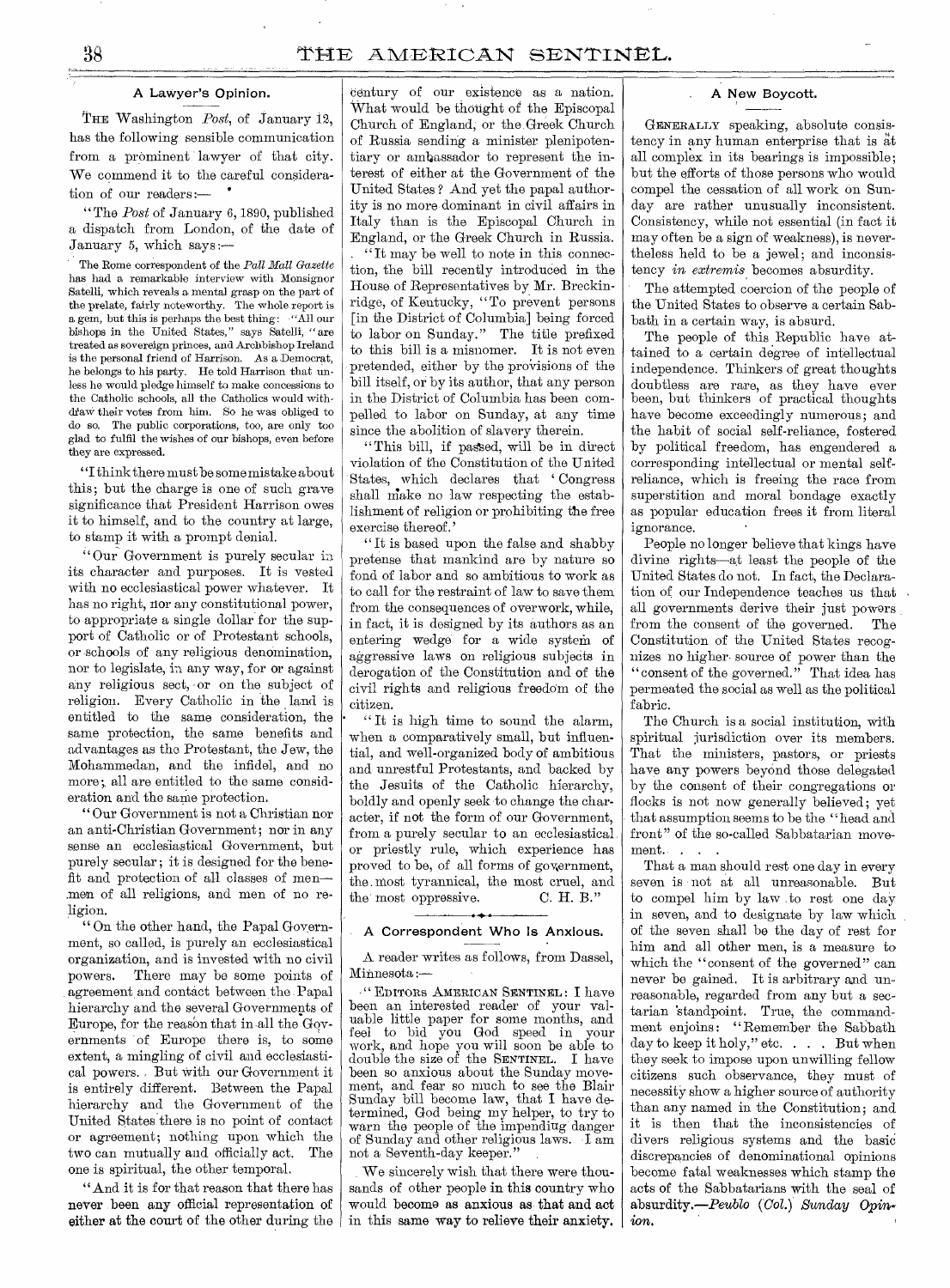## A Lawyer's Opinion.

The Washington *Post*, of January 12, has the following sensible communication from a prominent lawyer of that city. We commend it to the careful consideration of our readers:—

"The *Post* of January 6, 1890, published a dispatch from London, of the date of January 5, which says:—

> The Rome correspondent of the *Pall Mall Gazette* has had a remarkable interview with Monsignor Satelli, which reveals a mental grasp on the part of the prelate, fairly noteworthy. The whole report is a gem, but this is perhaps the best thing: "All our bishops in the United States," says Satelli, "are treated as sovereign princes, and Archbishop Ireland is the personal friend of Harrison. As a Democrat, he belongs to his party. He told Harrison that unless he would pledge himself to make concessions to the Catholic schools, all the Catholics would withdraw their votes from him. So he was obliged to do so. The public corporations, too, are only too glad to fulfil the wishes of our bishops, even before they are expressed.

"I think there must be some mistake about this; but the charge is one of such grave significance that President Harrison owes it to himself, and to the country at large, to stamp it with a prompt denial.

"Our Government is purely secular in its character and purposes. It is vested with no ecclesiastical power whatever. It has no right, nor any constitutional power, to appropriate a single dollar for the support of Catholic or of Protestant schools, or schools of any religious denomination, nor to legislate, in any way, for or against any religious sect, or on the subject of religion. Every Catholic in the land is entitled to the same consideration, the same protection, the same benefits and advantages as the Protestant, the Jew, the Mohammedan, and the infidel, and no more; all are entitled to the same consideration and the same protection.

"Our Government is not a Christian nor an anti-Christian Government; nor in any sense an ecclesiastical Government, but purely secular; it is designed for the benefit and protection of all classes of men—men of all religions, and men of no religion.

"On the other hand, the Papal Government, so called, is purely an ecclesiastical organization, and is invested with no civil powers. There may be some points of agreement and contact between the Papal hierarchy and the several Governments of Europe, for the reason that in all the Governments of Europe there is, to some extent, a mingling of civil and ecclesiastical powers. But with our Government it is entirely different. Between the Papal hierarchy and the Government of the United States there is no point of contact or agreement; nothing upon which the two can mutually and officially act. The one is spiritual, the other temporal.

"And it is for that reason that there has never been any official representation of either at the court of the other during the century of our existence as a nation. What would be thought of the Episcopal Church of England, or the Greek Church of Russia sending a minister plenipotentiary or ambassador to represent the interest of either at the Government of the United States? And yet the papal authority is no more dominant in civil affairs in Italy than is the Episcopal Church in England, or the Greek Church in Russia.

"It may be well to note in this connection, the bill recently introduced in the House of Representatives by Mr. Breckinridge, of Kentucky, "To prevent persons [in the District of Columbia] being forced to labor on Sunday." The title prefixed to this bill is a misnomer. It is not even pretended, either by the provisions of the bill itself, or by its author, that any person in the District of Columbia has been compelled to labor on Sunday, at any time since the abolition of slavery therein.

"This bill, if passed, will be in direct violation of the Constitution of the United States, which declares that 'Congress shall make no law respecting the establishment of religion or prohibiting the free exercise thereof.'

"It is based upon the false and shabby pretense that mankind are by nature so fond of labor and so ambitious to work as to call for the restraint of law to save them from the consequences of overwork, while, in fact, it is designed by its authors as an entering wedge for a wide system of aggressive laws on religious subjects in derogation of the Constitution and of the civil rights and religious freedom of the citizen.

"It is high time to sound the alarm, when a comparatively small, but influential, and well-organized body of ambitious and unrestful Protestants, and backed by the Jesuits of the Catholic hierarchy, boldly and openly seek to change the character, if not the form of our Government, from a purely secular to an ecclesiastical or priestly rule, which experience has proved to be, of all forms of government, the most tyrannical, the most cruel, and the most oppressive. C. H. B."

## A Correspondent Who Is Anxious.

A reader writes as follows, from Dassel, Minnesota:—

"Editors American Sentinel: I have been an interested reader of your valuable little paper for some months, and feel to bid you God speed in your work, and hope you will soon be able to double the size of the Sentinel. I have been so anxious about the Sunday movement, and fear so much to see the Blair Sunday bill become law, that I have determined, God being my helper, to try to warn the people of the impending danger of Sunday and other religious laws. I am not a Seventh-day keeper."

We sincerely wish that there were thousands of other people in this country who would become as anxious as that and act in this same way to relieve their anxiety.

## A New Boycott.

Generally speaking, absolute consistency in any human enterprise that is at all complex in its bearings is impossible; but the efforts of those persons who would compel the cessation of all work on Sunday are rather unusually inconsistent. Consistency, while not essential (in fact it may often be a sign of weakness), is nevertheless held to be a jewel; and inconsistency *in extremis* becomes absurdity.

The attempted coercion of the people of the United States to observe a certain Sabbath in a certain way, is absurd.

The people of this Republic have attained to a certain degree of intellectual independence. Thinkers of great thoughts doubtless are rare, as they have ever been, but thinkers of practical thoughts have become exceedingly numerous; and the habit of social self-reliance, fostered by political freedom, has engendered a corresponding intellectual or mental self-reliance, which is freeing the race from superstition and moral bondage exactly as popular education frees it from literal ignorance.

People no longer believe that kings have divine rights—at least the people of the United States do not. In fact, the Declaration of our Independence teaches us that all governments derive their just powers from the consent of the governed. The Constitution of the United States recognizes no higher source of power than the "consent of the governed." That idea has permeated the social as well as the political fabric.

The Church is a social institution, with spiritual jurisdiction over its members. That the ministers, pastors, or priests have any powers beyond those delegated by the consent of their congregations or flocks is not now generally believed; yet that assumption seems to be the "head and front" of the so-called Sabbatarian movement. . . .

That a man should rest one day in every seven is not at all unreasonable. But to compel him by law to rest one day in seven, and to designate by law which of the seven shall be the day of rest for him and all other men, is a measure to which the "consent of the governed" can never be gained. It is arbitrary and unreasonable, regarded from any but a sectarian standpoint. True, the commandment enjoins: "Remember the Sabbath day to keep it holy," etc. . . . But when they seek to impose upon unwilling fellow citizens such observance, they must of necessity show a higher source of authority than any named in the Constitution; and it is then that the inconsistencies of divers religious systems and the basic discrepancies of denominational opinions become fatal weaknesses which stamp the acts of the Sabbatarians with the seal of absurdity.—*Peublo (Col.) Sunday Opinion.*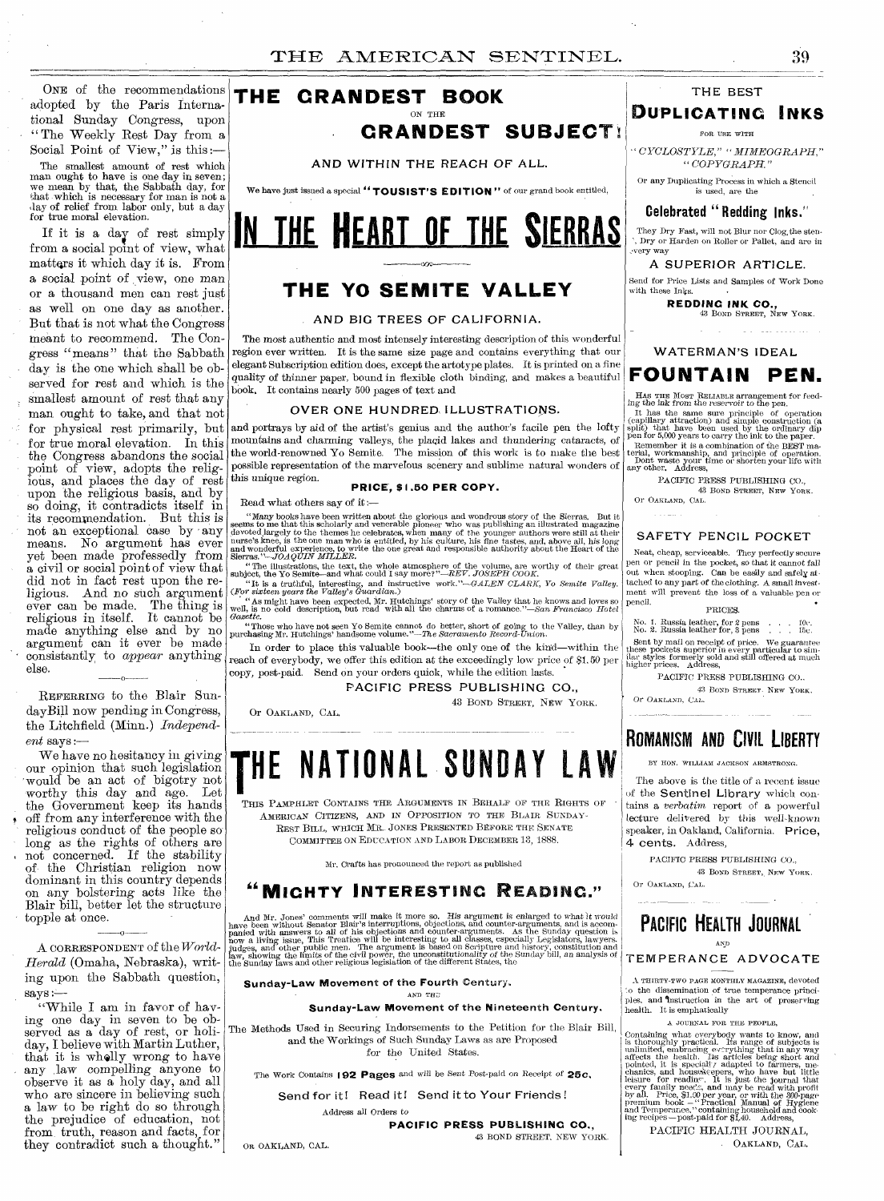ONE of the recommendations adopted by the Paris International Sunday Congress, upon "The Weekly Rest Day from a Social Point of View," is this:—

The smallest amount of rest which man ought to have is one day in seven; we mean by that, the Sabbath day, for that which is necessary for man is not a day of relief from labor only, but a day for true moral elevation.

If it is a day of rest simply from a social point of view, what matters it which day it is. From a social point of view, one man or a thousand men can rest just as well on one day as another. But that is not what the Congress meant to recommend. The Congress "means" that the Sabbath day is the one which shall be observed for rest and which is the smallest amount of rest that any man ought to take, and that not for physical rest primarily, but for true moral elevation. In this the Congress abandons the social point of view, adopts the religious, and places the day of rest upon the religious basis, and by so doing, it contradicts itself in its recommendation. But this is not an exceptional case by any means. No argument has ever yet been made professedly from a civil or social point of view that did not in fact rest upon the religious. And no such argument ever can be made. The thing is religious in itself. It cannot be made anything else and by no argument can it ever be made consistantly to *appear* anything else.

---

REFERRING to the Blair Sunday Bill now pending in Congress, the Litchfield (Minn.) *Independent* says:—

We have no hesitancy in giving our opinion that such legislation would be an act of bigotry not worthy this day and age. Let the Government keep its hands off from any interference with the religious conduct of the people so long as the rights of others are not concerned. If the stability of the Christian religion now dominant in this country depends on any bolstering acts like the Blair bill, better let the structure topple at once.

---

A CORRESPONDENT of the *World-Herald* (Omaha, Nebraska), writing upon the Sabbath question, says:—

"While I am in favor of having one day in seven to be observed as a day of rest, or holiday, I believe with Martin Luther, that it is wholly wrong to have any law compelling anyone to observe it as a holy day, and all who are sincere in believing such a law to be right do so through the prejudice of education, not from truth, reason and facts, for they contradict such a thought."

---

# THE GRANDEST BOOK
ON THE
# GRANDEST SUBJECT!

AND WITHIN THE REACH OF ALL.

We have just issued a special **"TOUSIST'S EDITION"** of our grand book entitled,

# IN THE HEART OF THE SIERRAS

## THE YO SEMITE VALLEY

AND BIG TREES OF CALIFORNIA.

The most authentic and most intensely interesting description of this wonderful region ever written. It is the same size page and contains everything that our elegant Subscription edition does, except the artotype plates. It is printed on a fine quality of thinner paper, bound in flexible cloth binding, and makes a beautiful book. It contains nearly 500 pages of text and

OVER ONE HUNDRED ILLUSTRATIONS.

and portrays by aid of the artist's genius and the author's facile pen the lofty mountains and charming valleys, the placid lakes and thundering cataracts, of the world-renowned Yo Semite. The mission of this work is to make the best possible representation of the marvelous scenery and sublime natural wonders of this unique region.

**PRICE, $1.50 PER COPY.**

Read what others say of it:—

"Many books have been written about the glorious and wondrous story of the Sierras. But it seems to me that this scholarly and venerable pioneer who was publishing an illustrated magazine devoted largely to the themes he celebrates, when many of the younger authors were still at their nurse's knee, is the one man who is entitled, by his culture, his fine tastes, and, above all, his long and wonderful experience, to write the one great and responsible authority about the Heart of the Sierras."—*JOAQUIN MILLER.*

"The illustrations, the text, the whole atmosphere of the volume, are worthy of their great subject, the Yo Semite—and what could I say more?"—*REV. JOSEPH COOK.*

"It is a truthful, interesting, and instructive work."—*GALEN CLARK, Yo Semite Valley. (For sixteen years the Valley's Guardian.)*

"As might have been expected, Mr. Hutchings' story of the Valley that he knows and loves so well, is no cold description, but read with all the charms of a romance."—*San Francisco Hotel Gazette.*

"Those who have not seen Yo Semite cannot do better, short of going to the Valley, than by purchasing Mr. Hutchings' handsome volume."—*The Sacramento Record-Union.*

In order to place this valuable book—the only one of the kind—within the reach of everybody, we offer this edition at the exceedingly low price of $1.50 per copy, post-paid. Send on your orders quick, while the edition lasts.

PACIFIC PRESS PUBLISHING CO.,
43 BOND STREET, NEW YORK.
OR OAKLAND, CAL.

---

# THE NATIONAL SUNDAY LAW

THIS PAMPHLET CONTAINS THE ARGUMENTS IN BEHALF OF THE RIGHTS OF AMERICAN CITIZENS, AND IN OPPOSITION TO THE BLAIR SUNDAY-REST BILL, WHICH MR. JONES PRESENTED BEFORE THE SENATE COMMITTEE ON EDUCATION AND LABOR DECEMBER 13, 1888.

Mr. Crafts has pronounced the report as published

## "MIGHTY INTERESTING READING."

And Mr. Jones' comments will make it more so. His argument is enlarged to what it would have been without Senator Blair's interruptions, objections, and counter-arguments, and is accompanied with answers to all of his objections and counter-arguments. As the Sunday question is now a living issue, This Treatise will be interesting to all classes, especially Legislators, lawyers, judges, and other public men. The argument is based on Scripture and history, constitution and law, showing the limits of the civil power, the unconstitutionality of the Sunday bill, an analysis of the Sunday laws and other religious legislation of the different States, the

**Sunday-Law Movement of the Fourth Century,**
AND THE
**Sunday-Law Movement of the Nineteenth Century.**

The Methods Used in Securing Indorsements to the Petition for the Blair Bill, and the Workings of Such Sunday Laws as are Proposed for the United States.

The Work Contains **192 Pages** and will be Sent Post-paid on Receipt of **25c.**

Send for it! Read it! Send it to Your Friends!

Address all Orders to

**PACIFIC PRESS PUBLISHING CO.,**
43 BOND STREET, NEW YORK.
OR OAKLAND, CAL.

---

THE BEST
# DUPLICATING INKS

FOR USE WITH

"*CYCLOSTYLE,*" "*MIMEOGRAPH,*" "*COPYGRAPH.*"

Or any Duplicating Process in which a Stencil is used, are the

**Celebrated "Redding Inks."**

They Dry Fast, will not Blur nor Clog the stencil, Dry or Harden on Roller or Pallet, and are in every way

A SUPERIOR ARTICLE.

Send for Price Lists and Samples of Work Done with these Inks.

**REDDING INK CO.,**
43 BOND STREET, NEW YORK.

---

WATERMAN'S IDEAL
# FOUNTAIN PEN.

HAS THE MOST RELIABLE arrangement for feeding the ink from the reservoir to the pen.

It has the same sure principle of operation (capillary attraction) and simple construction (a split) that have been used by the ordinary dip pen for 5,000 years to carry the ink to the paper.

Remember it is a combination of the BEST material, workmanship, and principle of operation.

Dont waste your time or shorten your life with any other. Address,

PACIFIC PRESS PUBLISHING CO.,
43 BOND STREET, NEW YORK.
OR OAKLAND, CAL.

---

SAFETY PENCIL POCKET

Neat, cheap, serviceable. They perfectly secure pen or pencil in the pocket, so that it cannot fall out when stooping. Can be easily and safely attached to any part of the clothing. A small investment will prevent the loss of a valuable pen or pencil.

PRICES.

No. 1. Russia leather, for 2 pens . . . 10c.
No. 2. Russia leather for, 3 pens . . . 15c.

Sent by mail on receipt of price. We guarantee these pockets superior in every particular to similar styles formerly sold and still offered at much higher prices. Address,

PACIFIC PRESS PUBLISHING CO.,
43 BOND STREET, NEW YORK.
OR OAKLAND, CAL.

---

# ROMANISM AND CIVIL LIBERTY

BY HON. WILLIAM JACKSON ARMSTRONG.

The above is the title of a recent issue of the **Sentinel Library** which contains a *verbatim* report of a powerful lecture delivered by this well-known speaker, in Oakland, California. **Price, 4 cents.** Address,

PACIFIC PRESS PUBLISHING CO.,
43 BOND STREET, NEW YORK.
OR OAKLAND, CAL.

---

# PACIFIC HEALTH JOURNAL

AND

TEMPERANCE ADVOCATE

A THIRTY-TWO PAGE MONTHLY MAGAZINE, devoted to the dissemination of true temperance principles, and instruction in the art of preserving health. It is emphatically

A JOURNAL FOR THE PEOPLE,

Containing what everybody wants to know, and is thoroughly practical. Its range of subjects is unlimited, embracing everything that in any way affects the health. Its articles being short and pointed, it is specially adapted to farmers, mechanics, and housekeepers, who have but little leisure for reading. It is just the journal that every family needs, and may be read with profit by all. Price, $1.00 per year, or with the 300-page premium book—"Practical Manual of Hygiene and Temperance," containing household and cooking recipes—post-paid for $1.40. Address,

PACIFIC HEALTH JOURNAL,
OAKLAND, CAL.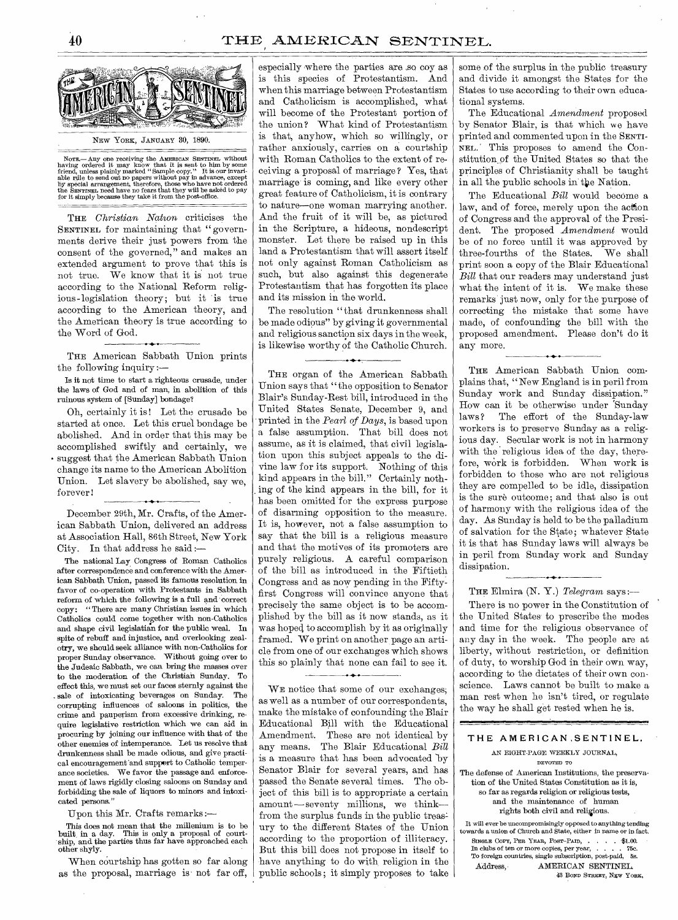NEW YORK, JANUARY 30, 1890.

NOTE.—Any one receiving the AMERICAN SENTINEL without having ordered it may know that it is sent to him by some friend, unless plainly marked "Sample copy." It is our invariable rule to send out no papers without pay in advance, except by special arrangement, therefore, those who have not ordered the SENTINEL need have no fears that they will be asked to pay for it simply because they take it from the post-office.

THE *Christian Nation* criticises the SENTINEL for maintaining that "governments derive their just powers from the consent of the governed," and makes an extended argument to prove that this is not true. We know that it is not true according to the National Reform religious-legislation theory; but it is true according to the American theory, and the American theory is true according to the Word of God.

THE American Sabbath Union prints the following inquiry:—

Is it not time to start a righteous crusade, under the laws of God and of man, in abolition of this ruinous system of [Sunday] bondage?

Oh, certainly it is! Let the crusade be started at once. Let this cruel bondage be abolished. And in order that this may be accomplished swiftly and certainly, we suggest that the American Sabbath Union change its name to the American Abolition Union. Let slavery be abolished, say we, forever!

December 29th, Mr. Crafts, of the American Sabbath Union, delivered an address at Association Hall, 86th Street, New York City. In that address he said:—

The national Lay Congress of Roman Catholics after correspondence and conference with the American Sabbath Union, passed its famous resolution in favor of co-operation with Protestants in Sabbath reform of which the following is a full and correct copy: "There are many Christian issues in which Catholics could come together with non-Catholics and shape civil legislation for the public weal. In spite of rebuff and injustice, and overlooking zealotry, we should seek alliance with non-Catholics for proper Sunday observance. Without going over to the Judeaic Sabbath, we can bring the masses over to the moderation of the Christian Sunday. To effect this, we must set our faces sternly against the sale of intoxicating beverages on Sunday. The corrupting influences of saloons in politics, the crime and pauperism from excessive drinking, require legislative restriction which we can aid in procuring by joining our influence with that of the other enemies of intemperance. Let us resolve that drunkenness shall be made odious, and give practical encouragement and support to Catholic temperance societies. We favor the passage and enforcement of laws rigidly closing saloons on Sunday and forbidding the sale of liquors to minors and intoxicated persons."

Upon this Mr. Crafts remarks:—

This does not mean that the millenium is to be built in a day. This is only a proposal of courtship, and the parties thus far have approached each other shyly.

When courtship has gotten so far along as the proposal, marriage is not far off, especially where the parties are so coy as is this species of Protestantism. And when this marriage between Protestantism and Catholicism is accomplished, what will become of the Protestant portion of the union? What kind of Protestantism is that, anyhow, which so willingly, or rather anxiously, carries on a courtship with Roman Catholics to the extent of receiving a proposal of marriage? Yes, that marriage is coming, and like every other great feature of Catholicism, it is contrary to nature—one woman marrying another. And the fruit of it will be, as pictured in the Scripture, a hideous, nondescript monster. Let there be raised up in this land a Protestantism that will assert itself not only against Roman Catholicism as such, but also against this degenerate Protestantism that has forgotten its place and its mission in the world.

The resolution "that drunkenness shall be made odious" by giving it governmental and religious sanction six days in the week, is likewise worthy of the Catholic Church.

THE organ of the American Sabbath Union says that "the opposition to Senator Blair's Sunday-Rest bill, introduced in the United States Senate, December 9, and printed in the *Pearl of Days*, is based upon a false assumption. That bill does not assume, as it is claimed, that civil legislation upon this subject appeals to the divine law for its support. Nothing of this kind appears in the bill." Certainly nothing of the kind appears in the bill, for it has been omitted for the express purpose of disarming opposition to the measure. It is, however, not a false assumption to say that the bill is a religious measure and that the motives of its promoters are purely religious. A careful comparison of the bill as introduced in the Fiftieth Congress and as now pending in the Fifty-first Congress will convince anyone that precisely the same object is to be accomplished by the bill as it now stands, as it was hoped to accomplish by it as originally framed. We print on another page an article from one of our exchanges which shows this so plainly that none can fail to see it.

WE notice that some of our exchanges, as well as a number of our correspondents, make the mistake of confounding the Blair Educational Bill with the Educational Amendment. These are not identical by any means. The Blair Educational *Bill* is a measure that has been advocated by Senator Blair for several years, and has passed the Senate several times. The object of this bill is to appropriate a certain amount—seventy millions, we think—from the surplus funds in the public treasury to the different States of the Union according to the proportion of illiteracy. But this bill does not propose in itself to have anything to do with religion in the public schools; it simply proposes to take some of the surplus in the public treasury and divide it amongst the States for the States to use according to their own educational systems.

The Educational *Amendment* proposed by Senator Blair, is that which we have printed and commented upon in the SENTINEL. This proposes to amend the Constitution of the United States so that the principles of Christianity shall be taught in all the public schools in the Nation.

The Educational *Bill* would become a law, and of force, merely upon the action of Congress and the approval of the President. The proposed *Amendment* would be of no force until it was approved by three-fourths of the States. We shall print soon a copy of the Blair Educational *Bill* that our readers may understand just what the intent of it is. We make these remarks just now, only for the purpose of correcting the mistake that some have made, of confounding the bill with the proposed amendment. Please don't do it any more.

THE American Sabbath Union complains that, "New England is in peril from Sunday work and Sunday dissipation." How can it be otherwise under Sunday laws? The effort of the Sunday-law workers is to preserve Sunday as a religious day. Secular work is not in harmony with the religious idea of the day, therefore, work is forbidden. When work is forbidden to those who are not religious they are compelled to be idle, dissipation is the sure outcome; and that also is out of harmony with the religious idea of the day. As Sunday is held to be the palladium of salvation for the State; whatever State it is that has Sunday laws will always be in peril from Sunday work and Sunday dissipation.

THE Elmira (N. Y.) *Telegram* says:—

There is no power in the Constitution of the United States to prescribe the modes and time for the religious observance of any day in the week. The people are at liberty, without restriction, or definition of duty, to worship God in their own way, according to the dictates of their own conscience. Laws cannot be built to make a man rest when he isn't tired, or regulate the way he shall get rested when he is.

## THE AMERICAN SENTINEL.

AN EIGHT-PAGE WEEKLY JOURNAL,

DEVOTED TO

The defense of American Institutions, the preservation of the United States Constitution as it is, so far as regards religion or religious tests, and the maintenance of human rights both civil and religious.

It will ever be uncompromisingly opposed to anything tending towards a union of Church and State, either in name or in fact.

SINGLE COPY, PER YEAR, POST-PAID, . . . . $1.00.
In clubs of ten or more copies, per year, . . . . 75c.
To foreign countries, single subscription, post-paid, 5s.

Address, AMERICAN SENTINEL,
43 BOND STREET, NEW YORK.